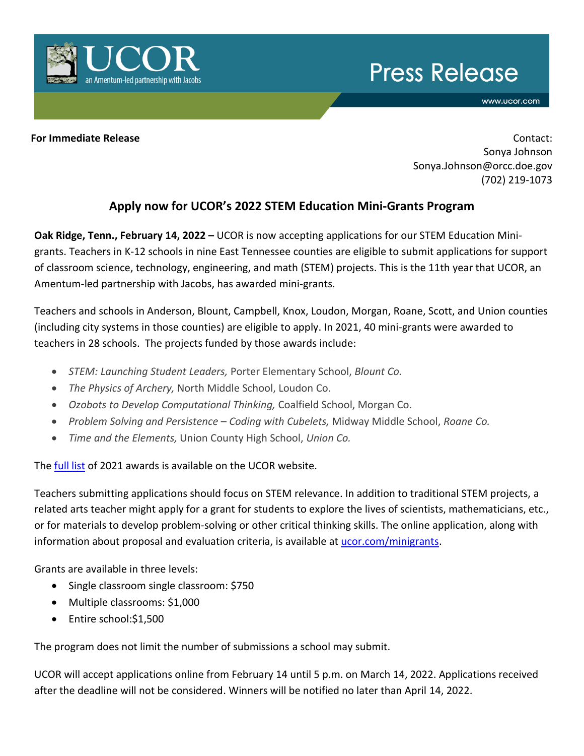UCOR

an Amentum-led partnership with Jacobs

Press Release

www.ucor.com

**For Immediate Release**

Contact:
Sonya Johnson
Sonya.Johnson@orcc.doe.gov
(702) 219-1073

## Apply now for UCOR's 2022 STEM Education Mini-Grants Program

**Oak Ridge, Tenn., February 14, 2022 –** UCOR is now accepting applications for our STEM Education Mini-grants. Teachers in K-12 schools in nine East Tennessee counties are eligible to submit applications for support of classroom science, technology, engineering, and math (STEM) projects. This is the 11th year that UCOR, an Amentum-led partnership with Jacobs, has awarded mini-grants.

Teachers and schools in Anderson, Blount, Campbell, Knox, Loudon, Morgan, Roane, Scott, and Union counties (including city systems in those counties) are eligible to apply. In 2021, 40 mini-grants were awarded to teachers in 28 schools. The projects funded by those awards include:

- *STEM: Launching Student Leaders,* Porter Elementary School, *Blount Co.*
- *The Physics of Archery,* North Middle School, Loudon Co.
- *Ozobots to Develop Computational Thinking,* Coalfield School, Morgan Co.
- *Problem Solving and Persistence – Coding with Cubelets,* Midway Middle School, *Roane Co.*
- *Time and the Elements,* Union County High School, *Union Co.*

The full list of 2021 awards is available on the UCOR website.

Teachers submitting applications should focus on STEM relevance. In addition to traditional STEM projects, a related arts teacher might apply for a grant for students to explore the lives of scientists, mathematicians, etc., or for materials to develop problem-solving or other critical thinking skills. The online application, along with information about proposal and evaluation criteria, is available at ucor.com/minigrants.

Grants are available in three levels:

- Single classroom single classroom: $750
- Multiple classrooms: $1,000
- Entire school:$1,500

The program does not limit the number of submissions a school may submit.

UCOR will accept applications online from February 14 until 5 p.m. on March 14, 2022. Applications received after the deadline will not be considered. Winners will be notified no later than April 14, 2022.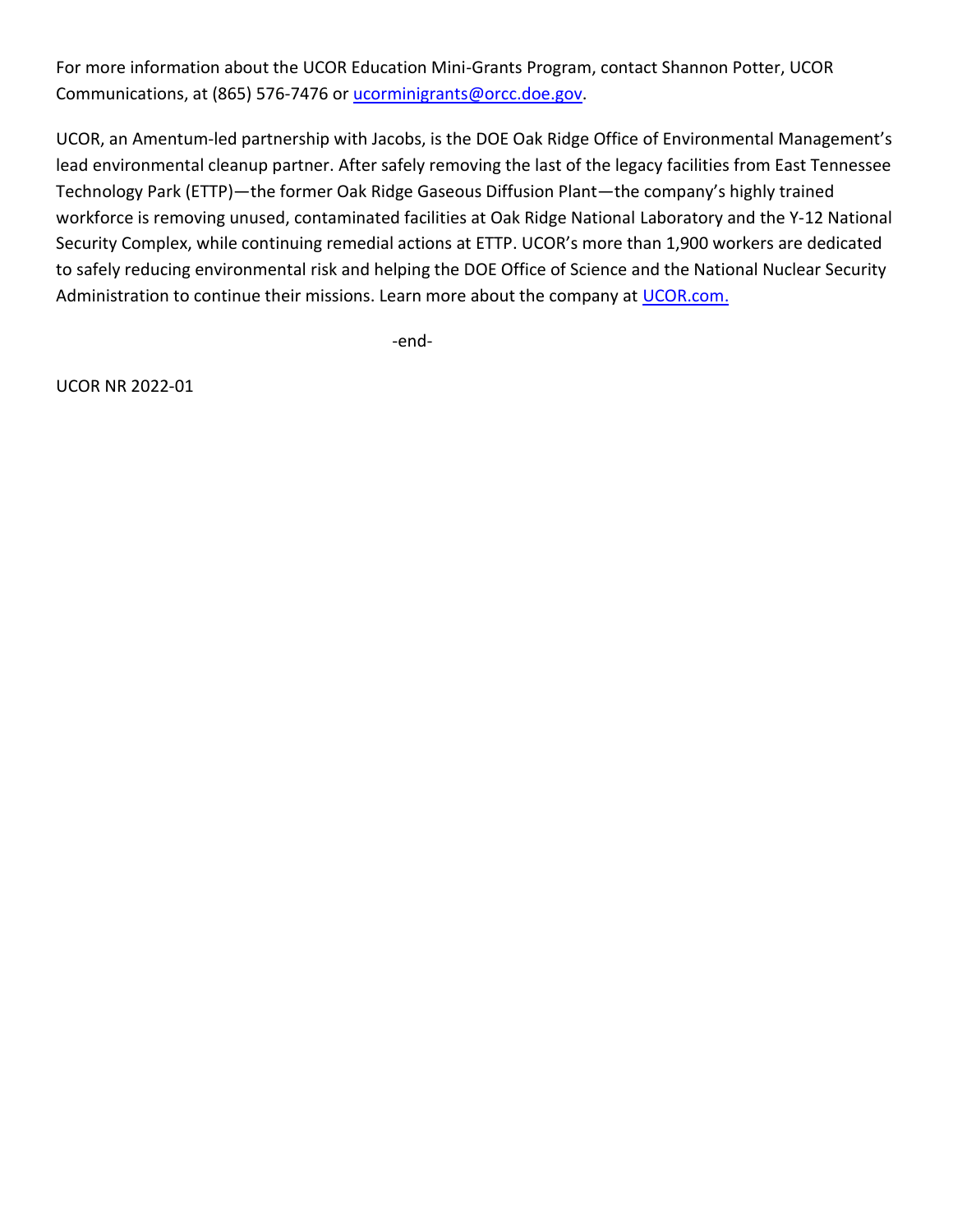For more information about the UCOR Education Mini-Grants Program, contact Shannon Potter, UCOR Communications, at (865) 576-7476 or [ucorminigrants@orcc.doe.gov](mailto:ucorminigrants@orcc.doe.gov).

UCOR, an Amentum-led partnership with Jacobs, is the DOE Oak Ridge Office of Environmental Management's lead environmental cleanup partner. After safely removing the last of the legacy facilities from East Tennessee Technology Park (ETTP)—the former Oak Ridge Gaseous Diffusion Plant—the company's highly trained workforce is removing unused, contaminated facilities at Oak Ridge National Laboratory and the Y-12 National Security Complex, while continuing remedial actions at ETTP. UCOR's more than 1,900 workers are dedicated to safely reducing environmental risk and helping the DOE Office of Science and the National Nuclear Security Administration to continue their missions. Learn more about the company at [UCOR.com.](https://UCOR.com)

-end-

UCOR NR 2022-01